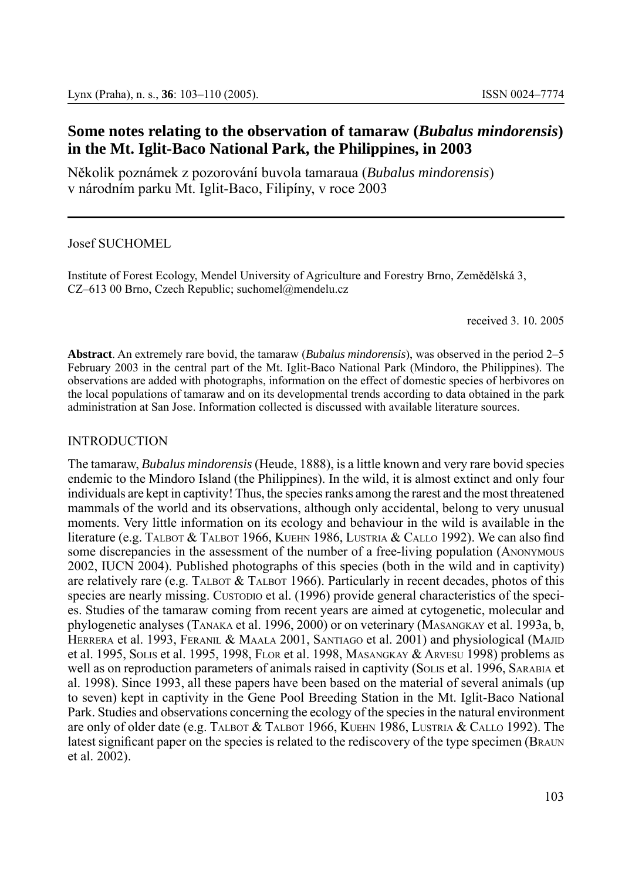# Some notes relating to the observation of tamaraw (*Bubalus mindorensis*) in the Mt. Iglit-Baco National Park, the Philippines, in 2003

Několik poznámek z pozorování buvola tamaraua (*Bubalus mindorensis*) v národním parku Mt. Iglit-Baco, Filipíny, v roce 2003

Josef SUCHOMEL

Institute of Forest Ecology, Mendel University of Agriculture and Forestry Brno, Zemědělská 3, CZ–613 00 Brno, Czech Republic; suchomel@mendelu.cz

received 3. 10. 2005

**Abstract**. An extremely rare bovid, the tamaraw (*Bubalus mindorensis*), was observed in the period 2–5 February 2003 in the central part of the Mt. Iglit-Baco National Park (Mindoro, the Philippines). The observations are added with photographs, information on the effect of domestic species of herbivores on the local populations of tamaraw and on its developmental trends according to data obtained in the park administration at San Jose. Information collected is discussed with available literature sources.

## INTRODUCTION

The tamaraw, *Bubalus mindorensis* (Heude, 1888), is a little known and very rare bovid species endemic to the Mindoro Island (the Philippines). In the wild, it is almost extinct and only four individuals are kept in captivity! Thus, the species ranks among the rarest and the most threatened mammals of the world and its observations, although only accidental, belong to very unusual moments. Very little information on its ecology and behaviour in the wild is available in the literature (e.g. Talbot & Talbot 1966, Kuehn 1986, Lustria & Callo 1992). We can also find some discrepancies in the assessment of the number of a free-living population (Anonymous 2002, IUCN 2004). Published photographs of this species (both in the wild and in captivity) are relatively rare (e.g. Talbot & Talbot 1966). Particularly in recent decades, photos of this species are nearly missing. Custodio et al. (1996) provide general characteristics of the species. Studies of the tamaraw coming from recent years are aimed at cytogenetic, molecular and phylogenetic analyses (Tanaka et al. 1996, 2000) or on veterinary (Masangkay et al. 1993a, b, Herrera et al. 1993, Feranil & Maala 2001, Santiago et al. 2001) and physiological (Majid et al. 1995, Solis et al. 1995, 1998, Flor et al. 1998, Masangkay & Arvesu 1998) problems as well as on reproduction parameters of animals raised in captivity (Solis et al. 1996, Sarabia et al. 1998). Since 1993, all these papers have been based on the material of several animals (up to seven) kept in captivity in the Gene Pool Breeding Station in the Mt. Iglit-Baco National Park. Studies and observations concerning the ecology of the species in the natural environment are only of older date (e.g. Talbot & Talbot 1966, Kuehn 1986, Lustria & Callo 1992). The latest significant paper on the species is related to the rediscovery of the type specimen (Braun et al. 2002).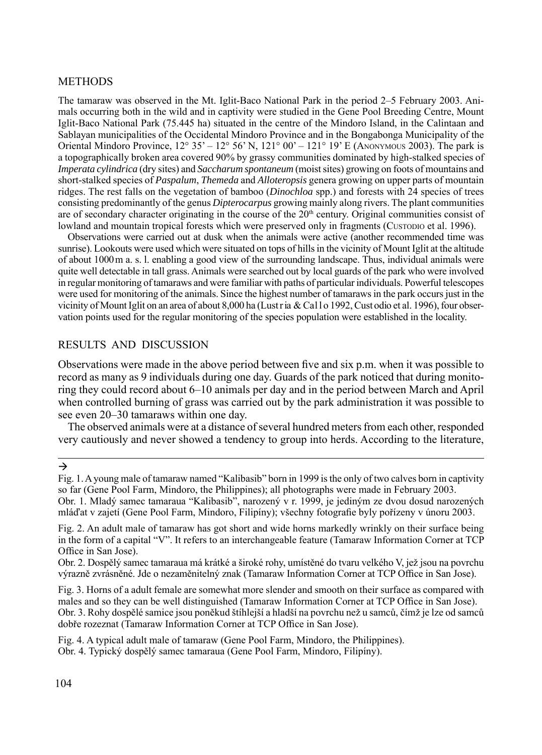## METHODS

The tamaraw was observed in the Mt. Iglit-Baco National Park in the period 2–5 February 2003. Animals occurring both in the wild and in captivity were studied in the Gene Pool Breeding Centre, Mount Iglit-Baco National Park (75.445 ha) situated in the centre of the Mindoro Island, in the Calintaan and Sablayan municipalities of the Occidental Mindoro Province and in the Bongabonga Municipality of the Oriental Mindoro Province, 12° 35' – 12° 56' N, 121° 00' – 121° 19' E (Anonymous 2003). The park is a topographically broken area covered 90% by grassy communities dominated by high-stalked species of *Imperata cylindrica* (dry sites) and *Saccharum spontaneum* (moist sites) growing on foots of mountains and short-stalked species of *Paspalum*, *Themeda* and *Alloteropsis* genera growing on upper parts of mountain ridges. The rest falls on the vegetation of bamboo (*Dinochloa* spp.) and forests with 24 species of trees consisting predominantly of the genus *Dipterocarpus* growing mainly along rivers. The plant communities are of secondary character originating in the course of the 20th century. Original communities consist of lowland and mountain tropical forests which were preserved only in fragments (Custodio et al. 1996).

Observations were carried out at dusk when the animals were active (another recommended time was sunrise). Lookouts were used which were situated on tops of hills in the vicinity of Mount Iglit at the altitude of about 1000 m a. s. l. enabling a good view of the surrounding landscape. Thus, individual animals were quite well detectable in tall grass. Animals were searched out by local guards of the park who were involved in regular monitoring of tamaraws and were familiar with paths of particular individuals. Powerful telescopes were used for monitoring of the animals. Since the highest number of tamaraws in the park occurs just in the vicinity of Mount Iglit on an area of about 8,000 ha (Lustria & Callo 1992, Custodio et al. 1996), four observation points used for the regular monitoring of the species population were established in the locality.

## RESULTS AND DISCUSSION

Observations were made in the above period between five and six p.m. when it was possible to record as many as 9 individuals during one day. Guards of the park noticed that during monitoring they could record about 6–10 animals per day and in the period between March and April when controlled burning of grass was carried out by the park administration it was possible to see even 20–30 tamaraws within one day.

The observed animals were at a distance of several hundred meters from each other, responded very cautiously and never showed a tendency to group into herds. According to the literature,

→

Fig. 1. A young male of tamaraw named "Kalibasib" born in 1999 is the only of two calves born in captivity so far (Gene Pool Farm, Mindoro, the Philippines); all photographs were made in February 2003.
Obr. 1. Mladý samec tamaraua "Kalibasib", narozený v r. 1999, je jediným ze dvou dosud narozených mláďat v zajetí (Gene Pool Farm, Mindoro, Filipíny); všechny fotografie byly pořízeny v únoru 2003.

Fig. 2. An adult male of tamaraw has got short and wide horns markedly wrinkly on their surface being in the form of a capital "V". It refers to an interchangeable feature (Tamaraw Information Corner at TCP Office in San Jose).
Obr. 2. Dospělý samec tamaraua má krátké a široké rohy, umístěné do tvaru velkého V, jež jsou na povrchu výrazně zvrásněné. Jde o nezaměnitelný znak (Tamaraw Information Corner at TCP Office in San Jose).

Fig. 3. Horns of a adult female are somewhat more slender and smooth on their surface as compared with males and so they can be well distinguished (Tamaraw Information Corner at TCP Office in San Jose).
Obr. 3. Rohy dospělé samice jsou poněkud štíhlejší a hladší na povrchu než u samců, čímž je lze od samců dobře rozeznat (Tamaraw Information Corner at TCP Office in San Jose).

Fig. 4. A typical adult male of tamaraw (Gene Pool Farm, Mindoro, the Philippines).
Obr. 4. Typický dospělý samec tamaraua (Gene Pool Farm, Mindoro, Filipíny).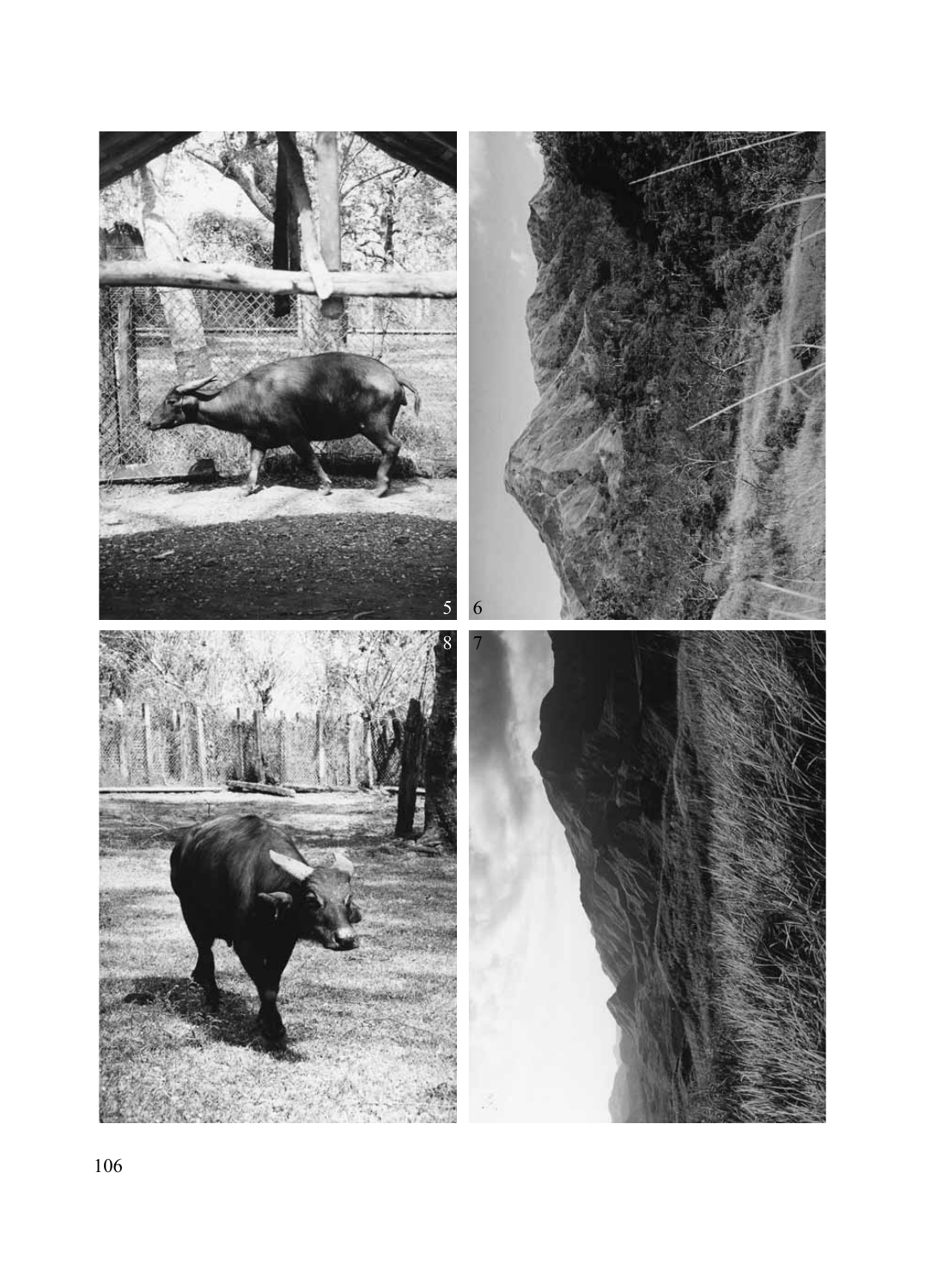5

6

8

7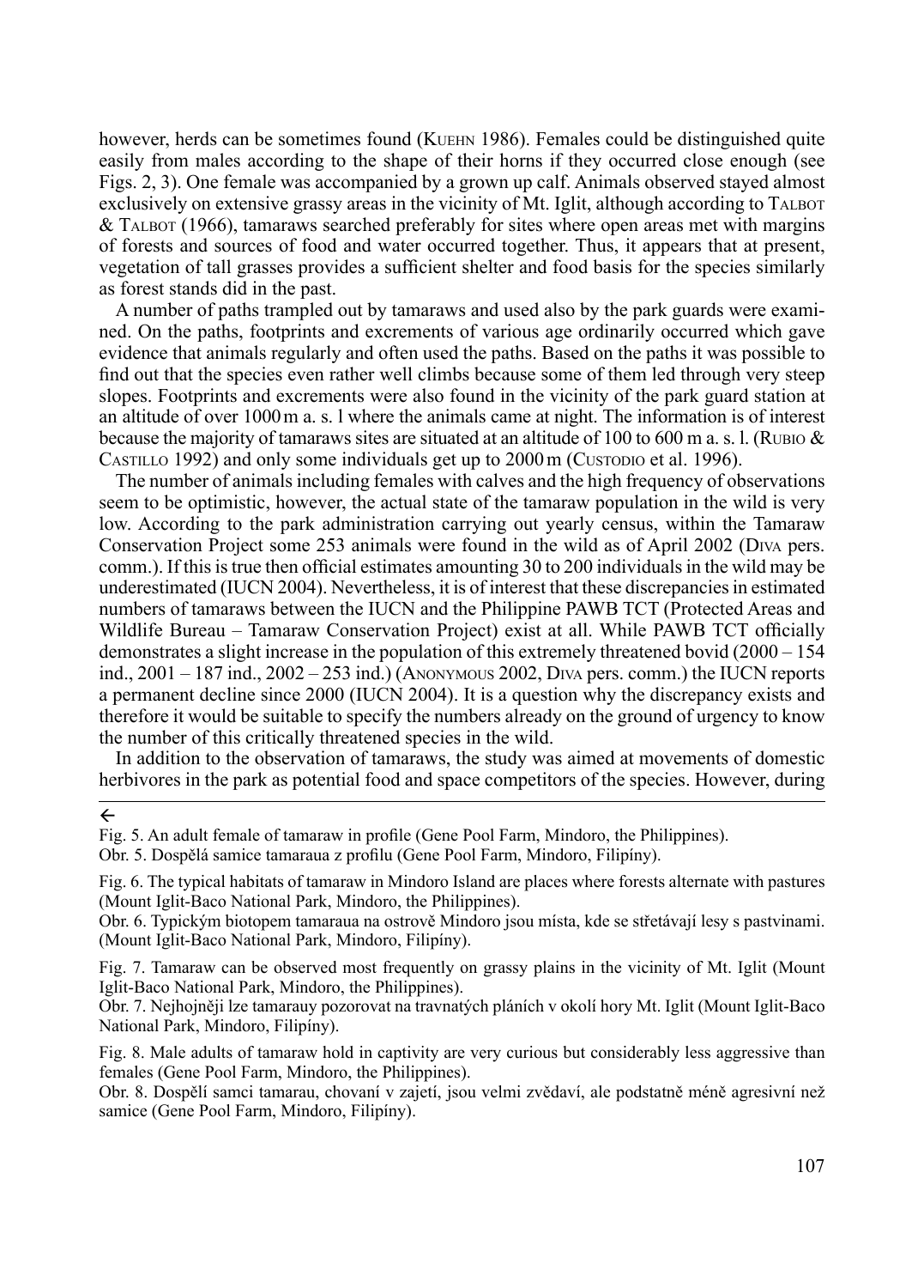however, herds can be sometimes found (Kuehn 1986). Females could be distinguished quite easily from males according to the shape of their horns if they occurred close enough (see Figs. 2, 3). One female was accompanied by a grown up calf. Animals observed stayed almost exclusively on extensive grassy areas in the vicinity of Mt. Iglit, although according to Talbot & Talbot (1966), tamaraws searched preferably for sites where open areas met with margins of forests and sources of food and water occurred together. Thus, it appears that at present, vegetation of tall grasses provides a sufficient shelter and food basis for the species similarly as forest stands did in the past.

A number of paths trampled out by tamaraws and used also by the park guards were examined. On the paths, footprints and excrements of various age ordinarily occurred which gave evidence that animals regularly and often used the paths. Based on the paths it was possible to find out that the species even rather well climbs because some of them led through very steep slopes. Footprints and excrements were also found in the vicinity of the park guard station at an altitude of over 1000 m a. s. l where the animals came at night. The information is of interest because the majority of tamaraws sites are situated at an altitude of 100 to 600 m a. s. l. (Rubio & Castillo 1992) and only some individuals get up to 2000 m (Custodio et al. 1996).

The number of animals including females with calves and the high frequency of observations seem to be optimistic, however, the actual state of the tamaraw population in the wild is very low. According to the park administration carrying out yearly census, within the Tamaraw Conservation Project some 253 animals were found in the wild as of April 2002 (Diva pers. comm.). If this is true then official estimates amounting 30 to 200 individuals in the wild may be underestimated (IUCN 2004). Nevertheless, it is of interest that these discrepancies in estimated numbers of tamaraws between the IUCN and the Philippine PAWB TCT (Protected Areas and Wildlife Bureau – Tamaraw Conservation Project) exist at all. While PAWB TCT officially demonstrates a slight increase in the population of this extremely threatened bovid (2000 – 154 ind., 2001 – 187 ind., 2002 – 253 ind.) (Anonymous 2002, Diva pers. comm.) the IUCN reports a permanent decline since 2000 (IUCN 2004). It is a question why the discrepancy exists and therefore it would be suitable to specify the numbers already on the ground of urgency to know the number of this critically threatened species in the wild.

In addition to the observation of tamaraws, the study was aimed at movements of domestic herbivores in the park as potential food and space competitors of the species. However, during

←

Fig. 5. An adult female of tamaraw in profile (Gene Pool Farm, Mindoro, the Philippines).

Obr. 5. Dospělá samice tamaraua z profilu (Gene Pool Farm, Mindoro, Filipíny).

Fig. 6. The typical habitats of tamaraw in Mindoro Island are places where forests alternate with pastures (Mount Iglit-Baco National Park, Mindoro, the Philippines).

Obr. 6. Typickým biotopem tamaraua na ostrově Mindoro jsou místa, kde se střetávají lesy s pastvinami. (Mount Iglit-Baco National Park, Mindoro, Filipíny).

Fig. 7. Tamaraw can be observed most frequently on grassy plains in the vicinity of Mt. Iglit (Mount Iglit-Baco National Park, Mindoro, the Philippines).

Obr. 7. Nejhojněji lze tamarauy pozorovat na travnatých pláních v okolí hory Mt. Iglit (Mount Iglit-Baco National Park, Mindoro, Filipíny).

Fig. 8. Male adults of tamaraw hold in captivity are very curious but considerably less aggressive than females (Gene Pool Farm, Mindoro, the Philippines).

Obr. 8. Dospělí samci tamarau, chovaní v zajetí, jsou velmi zvědaví, ale podstatně méně agresivní než samice (Gene Pool Farm, Mindoro, Filipíny).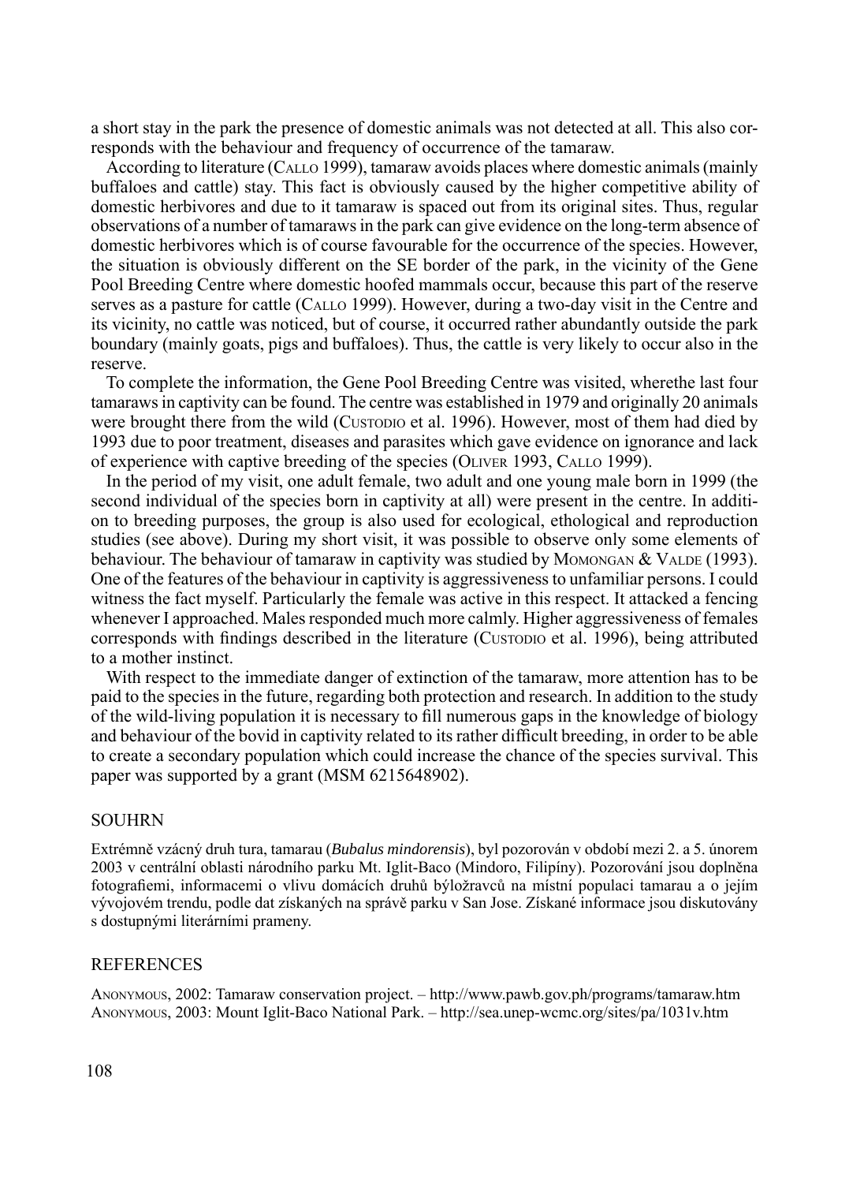a short stay in the park the presence of domestic animals was not detected at all. This also corresponds with the behaviour and frequency of occurrence of the tamaraw.

According to literature (Callo 1999), tamaraw avoids places where domestic animals (mainly buffaloes and cattle) stay. This fact is obviously caused by the higher competitive ability of domestic herbivores and due to it tamaraw is spaced out from its original sites. Thus, regular observations of a number of tamaraws in the park can give evidence on the long-term absence of domestic herbivores which is of course favourable for the occurrence of the species. However, the situation is obviously different on the SE border of the park, in the vicinity of the Gene Pool Breeding Centre where domestic hoofed mammals occur, because this part of the reserve serves as a pasture for cattle (Callo 1999). However, during a two-day visit in the Centre and its vicinity, no cattle was noticed, but of course, it occurred rather abundantly outside the park boundary (mainly goats, pigs and buffaloes). Thus, the cattle is very likely to occur also in the reserve.

To complete the information, the Gene Pool Breeding Centre was visited, wherethe last four tamaraws in captivity can be found. The centre was established in 1979 and originally 20 animals were brought there from the wild (Custodio et al. 1996). However, most of them had died by 1993 due to poor treatment, diseases and parasites which gave evidence on ignorance and lack of experience with captive breeding of the species (Oliver 1993, Callo 1999).

In the period of my visit, one adult female, two adult and one young male born in 1999 (the second individual of the species born in captivity at all) were present in the centre. In addition to breeding purposes, the group is also used for ecological, ethological and reproduction studies (see above). During my short visit, it was possible to observe only some elements of behaviour. The behaviour of tamaraw in captivity was studied by Momongan & Valde (1993). One of the features of the behaviour in captivity is aggressiveness to unfamiliar persons. I could witness the fact myself. Particularly the female was active in this respect. It attacked a fencing whenever I approached. Males responded much more calmly. Higher aggressiveness of females corresponds with findings described in the literature (Custodio et al. 1996), being attributed to a mother instinct.

With respect to the immediate danger of extinction of the tamaraw, more attention has to be paid to the species in the future, regarding both protection and research. In addition to the study of the wild-living population it is necessary to fill numerous gaps in the knowledge of biology and behaviour of the bovid in captivity related to its rather difficult breeding, in order to be able to create a secondary population which could increase the chance of the species survival. This paper was supported by a grant (MSM 6215648902).

## SOUHRN

Extrémně vzácný druh tura, tamarau (*Bubalus mindorensis*), byl pozorován v období mezi 2. a 5. únorem 2003 v centrální oblasti národního parku Mt. Iglit-Baco (Mindoro, Filipíny). Pozorování jsou doplněna fotografiemi, informacemi o vlivu domácích druhů býložravců na místní populaci tamarau a o jejím vývojovém trendu, podle dat získaných na správě parku v San Jose. Získané informace jsou diskutovány s dostupnými literárními prameny.

## REFERENCES

Anonymous, 2002: Tamaraw conservation project. – http://www.pawb.gov.ph/programs/tamaraw.htm

Anonymous, 2003: Mount Iglit-Baco National Park. – http://sea.unep-wcmc.org/sites/pa/1031v.htm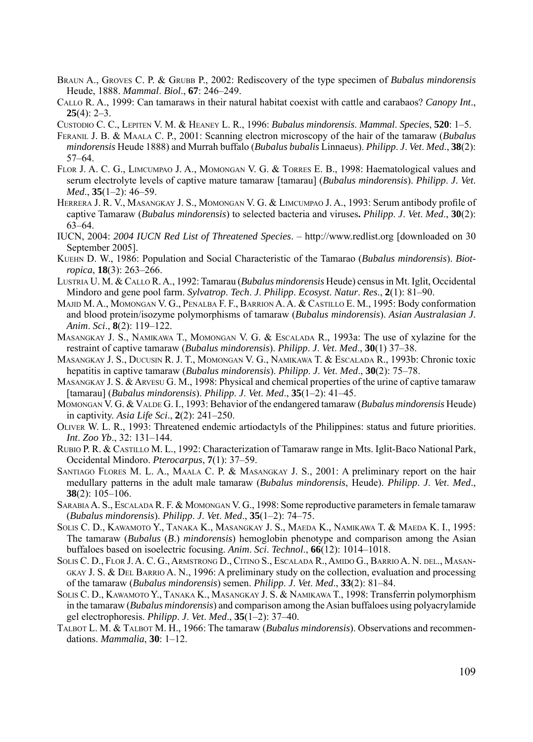Braun A., Groves C. P. & Grubb P., 2002: Rediscovery of the type specimen of *Bubalus mindorensis* Heude, 1888. *Mammal. Biol.*, **67**: 246–249.

Callo R. A., 1999: Can tamaraws in their natural habitat coexist with cattle and carabaos? *Canopy Int.*, **25**(4): 2–3.

Custodio C. C., Lepiten V. M. & Heaney L. R., 1996: *Bubalus mindorensis*. *Mammal. Species*, **520**: 1–5.

Feranil J. B. & Maala C. P., 2001: Scanning electron microscopy of the hair of the tamaraw (*Bubalus mindorensis* Heude 1888) and Murrah buffalo (*Bubalus bubalis* Linnaeus). *Philipp. J. Vet. Med.*, **38**(2): 57–64.

Flor J. A. C. G., Limcumpao J. A., Momongan V. G. & Torres E. B., 1998: Haematological values and serum electrolyte levels of captive mature tamaraw [tamarau] (*Bubalus mindorensis*). *Philipp. J. Vet. Med.*, **35**(1–2): 46–59.

Herrera J. R. V., Masangkay J. S., Momongan V. G. & Limcumpao J. A., 1993: Serum antibody profile of captive Tamaraw (*Bubalus mindorensis*) to selected bacteria and viruses**.** *Philipp. J. Vet. Med.*, **30**(2): 63–64.

IUCN, 2004: *2004 IUCN Red List of Threatened Species*. – http://www.redlist.org [downloaded on 30 September 2005].

Kuehn D. W., 1986: Population and Social Characteristic of the Tamarao (*Bubalus mindorensis*). *Biotropica*, **18**(3): 263–266.

Lustria U. M. & Callo R. A., 1992: Tamarau (*Bubalus mindorensis* Heude) census in Mt. Iglit, Occidental Mindoro and gene pool farm. *Sylvatrop. Tech. J. Philipp. Ecosyst. Natur. Res.*, **2**(1): 81–90.

Majid M. A., Momongan V. G., Penalba F. F., Barrion A. A. & Castillo E. M., 1995: Body conformation and blood protein/isozyme polymorphisms of tamaraw (*Bubalus mindorensis*). *Asian Australasian J. Anim. Sci.*, **8**(2): 119–122.

Masangkay J. S., Namikawa T., Momongan V. G. & Escalada R., 1993a: The use of xylazine for the restraint of captive tamaraw (*Bubalus mindorensis*). *Philipp. J. Vet. Med.*, **30**(1) 37–38.

Masangkay J. S., Ducusin R. J. T., Momongan V. G., Namikawa T. & Escalada R., 1993b: Chronic toxic hepatitis in captive tamaraw (*Bubalus mindorensis*). *Philipp. J. Vet. Med.*, **30**(2): 75–78.

Masangkay J. S. & Arvesu G. M., 1998: Physical and chemical properties of the urine of captive tamaraw [tamarau] (*Bubalus mindorensis*). *Philipp. J. Vet. Med.*, **35**(1–2): 41–45.

Momongan V. G. & Valde G. I., 1993: Behavior of the endangered tamaraw (*Bubalus mindorensis* Heude) in captivity. *Asia Life Sci.*, **2**(2): 241–250.

Oliver W. L. R., 1993: Threatened endemic artiodactyls of the Philippines: status and future priorities. *Int. Zoo Yb.*, 32: 131–144.

Rubio P. R. & Castillo M. L., 1992: Characterization of Tamaraw range in Mts. Iglit-Baco National Park, Occidental Mindoro. *Pterocarpus*, **7**(1): 37–59.

Santiago Flores M. L. A., Maala C. P. & Masangkay J. S., 2001: A preliminary report on the hair medullary patterns in the adult male tamaraw (*Bubalus mindorensis*, Heude). *Philipp. J. Vet. Med.*, **38**(2): 105–106.

Sarabia A. S., Escalada R. F. & Momongan V. G., 1998: Some reproductive parameters in female tamaraw (*Bubalus mindorensis*). *Philipp. J. Vet. Med.*, **35**(1–2): 74–75.

Solis C. D., Kawamoto Y., Tanaka K., Masangkay J. S., Maeda K., Namikawa T. & Maeda K. I., 1995: The tamaraw (*Bubalus* (*B.*) *mindorensis*) hemoglobin phenotype and comparison among the Asian buffaloes based on isoelectric focusing. *Anim. Sci. Technol.*, **66**(12): 1014–1018.

Solis C. D., Flor J. A. C. G., Armstrong D., Citino S., Escalada R., Amido G., Barrio A. N. del., Masangkay J. S. & Del Barrio A. N., 1996: A preliminary study on the collection, evaluation and processing of the tamaraw (*Bubalus mindorensis*) semen. *Philipp. J. Vet. Med.*, **33**(2): 81–84.

Solis C. D., Kawamoto Y., Tanaka K., Masangkay J. S. & Namikawa T., 1998: Transferrin polymorphism in the tamaraw (*Bubalus mindorensis*) and comparison among the Asian buffaloes using polyacrylamide gel electrophoresis. *Philipp. J. Vet. Med.*, **35**(1–2): 37–40.

Talbot L. M. & Talbot M. H., 1966: The tamaraw (*Bubalus mindorensis*). Observations and recommendations. *Mammalia*, **30**: 1–12.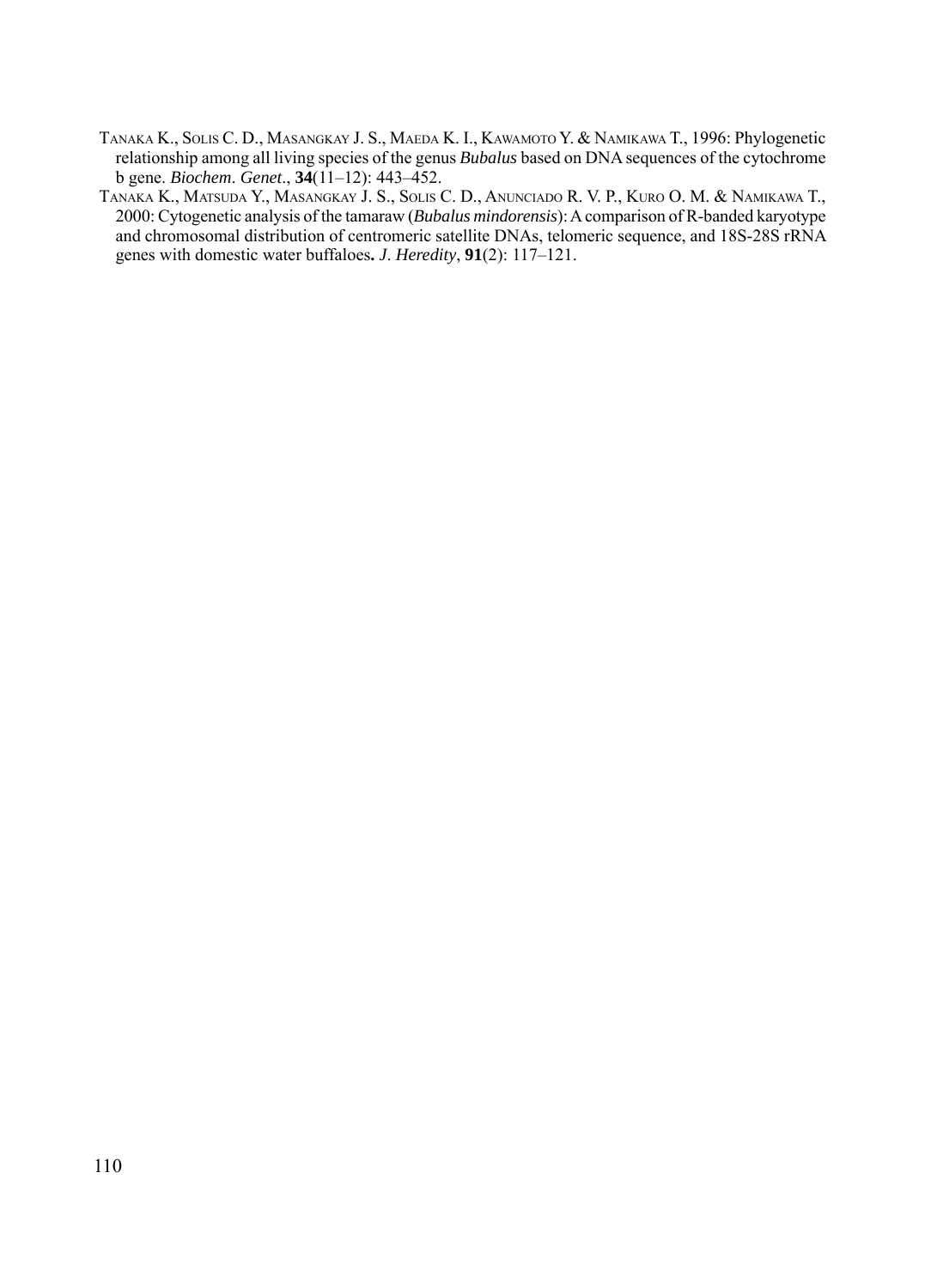Tanaka K., Solis C. D., Masangkay J. S., Maeda K. I., Kawamoto Y. & Namikawa T., 1996: Phylogenetic relationship among all living species of the genus *Bubalus* based on DNA sequences of the cytochrome b gene. *Biochem*. *Genet*., **34**(11–12): 443–452.

Tanaka K., Matsuda Y., Masangkay J. S., Solis C. D., Anunciado R. V. P., Kuro O. M. & Namikawa T., 2000: Cytogenetic analysis of the tamaraw (*Bubalus mindorensis*): A comparison of R-banded karyotype and chromosomal distribution of centromeric satellite DNAs, telomeric sequence, and 18S-28S rRNA genes with domestic water buffaloes**.** *J*. *Heredity*, **91**(2): 117–121.